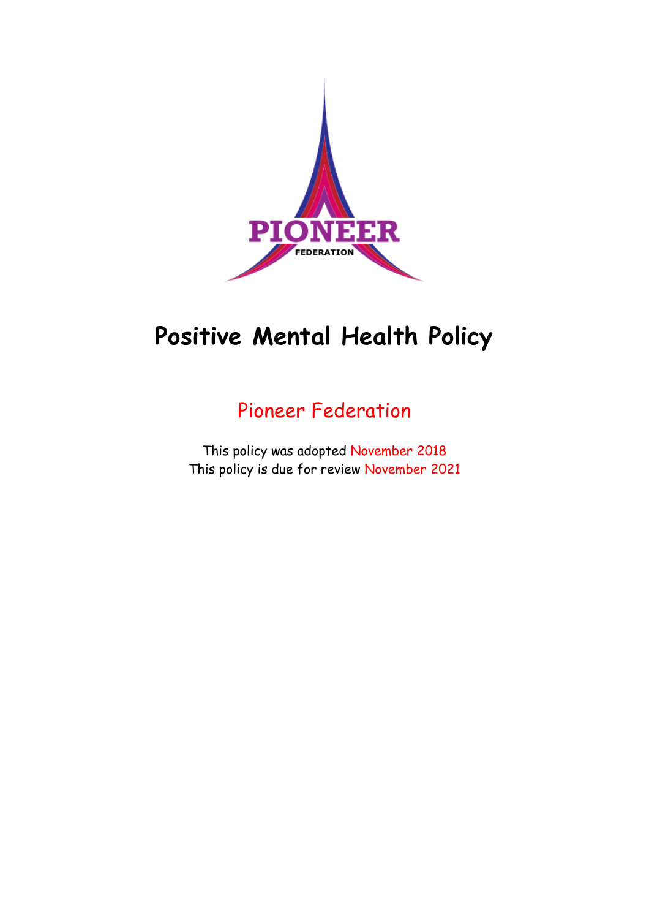# Positive Mental Health Policy

Pioneer Federation

This policy was adopted November 2018
This policy is due for review November 2021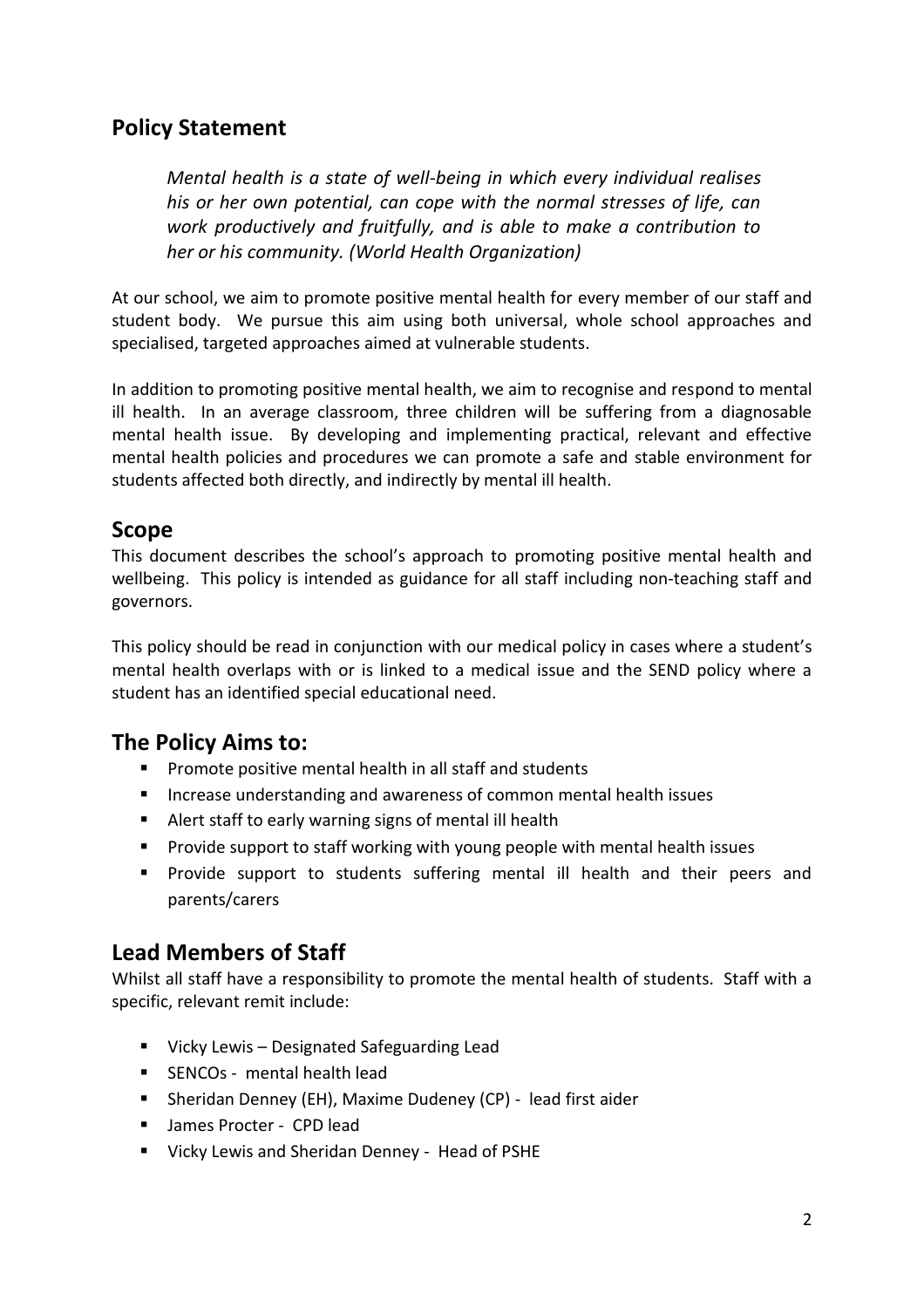## Policy Statement

> *Mental health is a state of well-being in which every individual realises his or her own potential, can cope with the normal stresses of life, can work productively and fruitfully, and is able to make a contribution to her or his community. (World Health Organization)*

At our school, we aim to promote positive mental health for every member of our staff and student body. We pursue this aim using both universal, whole school approaches and specialised, targeted approaches aimed at vulnerable students.

In addition to promoting positive mental health, we aim to recognise and respond to mental ill health. In an average classroom, three children will be suffering from a diagnosable mental health issue. By developing and implementing practical, relevant and effective mental health policies and procedures we can promote a safe and stable environment for students affected both directly, and indirectly by mental ill health.

## Scope

This document describes the school's approach to promoting positive mental health and wellbeing. This policy is intended as guidance for all staff including non-teaching staff and governors.

This policy should be read in conjunction with our medical policy in cases where a student's mental health overlaps with or is linked to a medical issue and the SEND policy where a student has an identified special educational need.

## The Policy Aims to:

- Promote positive mental health in all staff and students
- Increase understanding and awareness of common mental health issues
- Alert staff to early warning signs of mental ill health
- Provide support to staff working with young people with mental health issues
- Provide support to students suffering mental ill health and their peers and parents/carers

## Lead Members of Staff

Whilst all staff have a responsibility to promote the mental health of students. Staff with a specific, relevant remit include:

- Vicky Lewis – Designated Safeguarding Lead
- SENCOs - mental health lead
- Sheridan Denney (EH), Maxime Dudeney (CP) - lead first aider
- James Procter - CPD lead
- Vicky Lewis and Sheridan Denney - Head of PSHE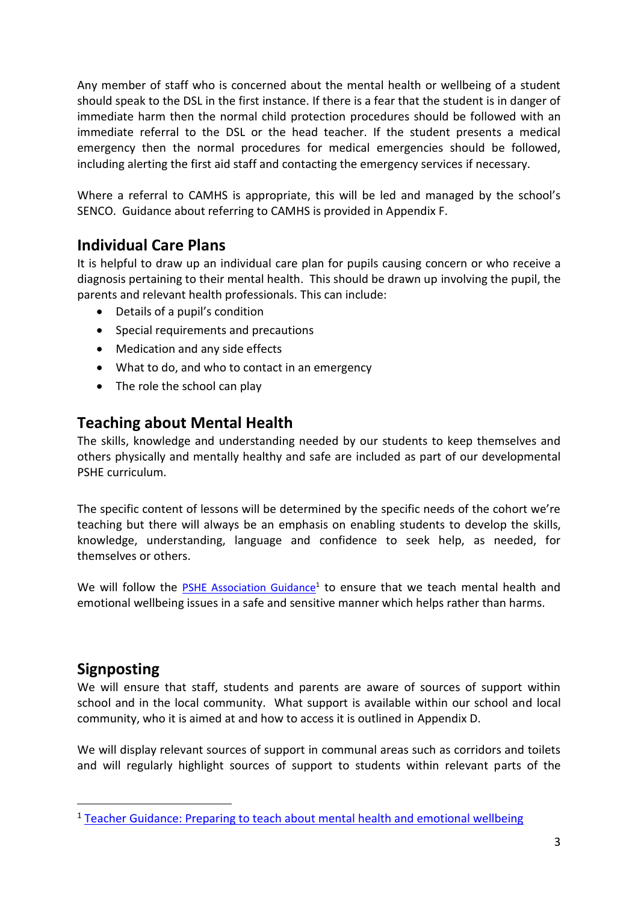Any member of staff who is concerned about the mental health or wellbeing of a student should speak to the DSL in the first instance. If there is a fear that the student is in danger of immediate harm then the normal child protection procedures should be followed with an immediate referral to the DSL or the head teacher. If the student presents a medical emergency then the normal procedures for medical emergencies should be followed, including alerting the first aid staff and contacting the emergency services if necessary.

Where a referral to CAMHS is appropriate, this will be led and managed by the school's SENCO. Guidance about referring to CAMHS is provided in Appendix F.

## Individual Care Plans

It is helpful to draw up an individual care plan for pupils causing concern or who receive a diagnosis pertaining to their mental health. This should be drawn up involving the pupil, the parents and relevant health professionals. This can include:

- Details of a pupil's condition
- Special requirements and precautions
- Medication and any side effects
- What to do, and who to contact in an emergency
- The role the school can play

## Teaching about Mental Health

The skills, knowledge and understanding needed by our students to keep themselves and others physically and mentally healthy and safe are included as part of our developmental PSHE curriculum.

The specific content of lessons will be determined by the specific needs of the cohort we're teaching but there will always be an emphasis on enabling students to develop the skills, knowledge, understanding, language and confidence to seek help, as needed, for themselves or others.

We will follow the PSHE Association Guidance[1] to ensure that we teach mental health and emotional wellbeing issues in a safe and sensitive manner which helps rather than harms.

## Signposting

We will ensure that staff, students and parents are aware of sources of support within school and in the local community. What support is available within our school and local community, who it is aimed at and how to access it is outlined in Appendix D.

We will display relevant sources of support in communal areas such as corridors and toilets and will regularly highlight sources of support to students within relevant parts of the

---

[1] Teacher Guidance: Preparing to teach about mental health and emotional wellbeing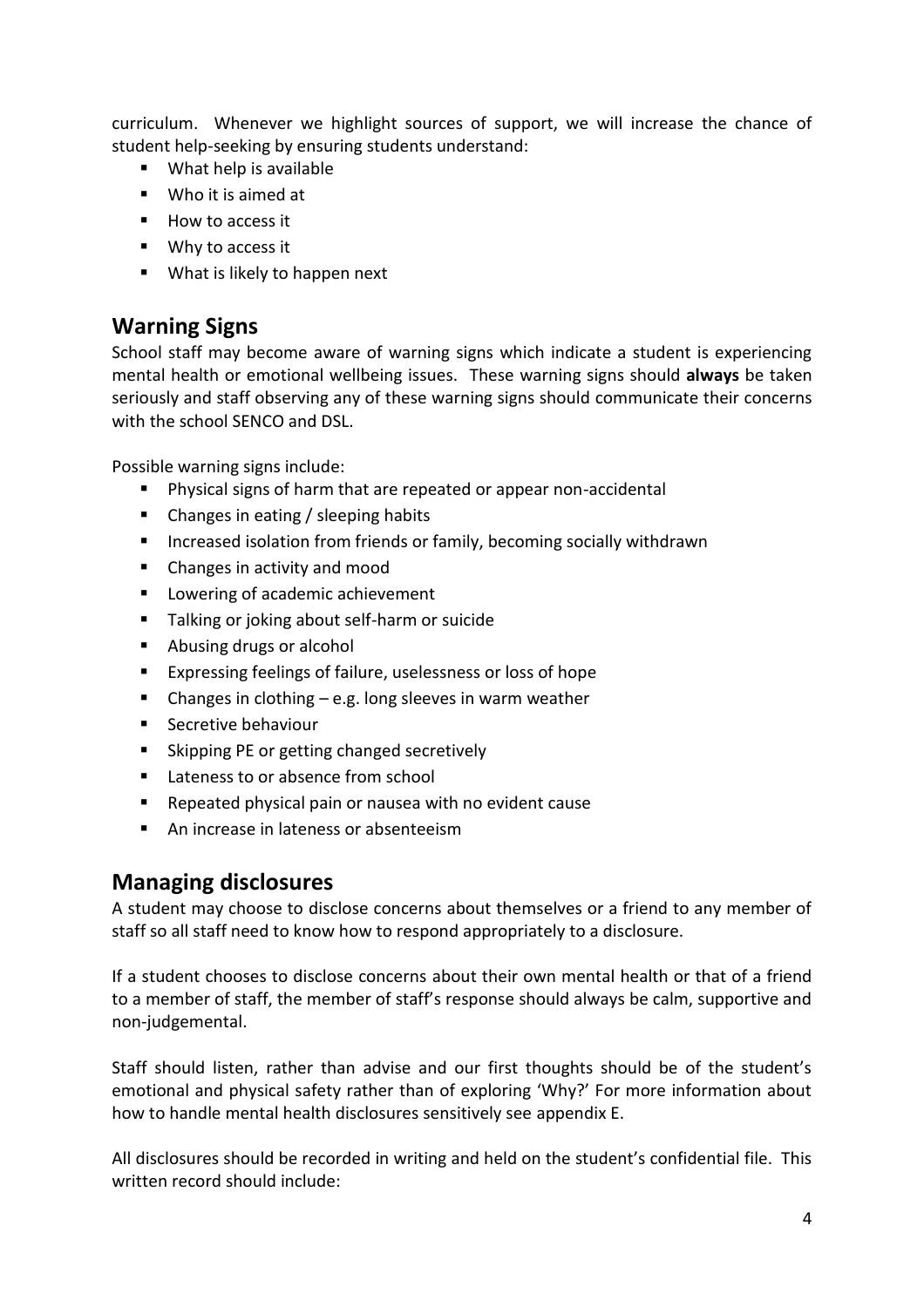curriculum. Whenever we highlight sources of support, we will increase the chance of student help-seeking by ensuring students understand:

- What help is available
- Who it is aimed at
- How to access it
- Why to access it
- What is likely to happen next

## Warning Signs

School staff may become aware of warning signs which indicate a student is experiencing mental health or emotional wellbeing issues. These warning signs should **always** be taken seriously and staff observing any of these warning signs should communicate their concerns with the school SENCO and DSL.

Possible warning signs include:

- Physical signs of harm that are repeated or appear non-accidental
- Changes in eating / sleeping habits
- Increased isolation from friends or family, becoming socially withdrawn
- Changes in activity and mood
- Lowering of academic achievement
- Talking or joking about self-harm or suicide
- Abusing drugs or alcohol
- Expressing feelings of failure, uselessness or loss of hope
- Changes in clothing – e.g. long sleeves in warm weather
- Secretive behaviour
- Skipping PE or getting changed secretively
- Lateness to or absence from school
- Repeated physical pain or nausea with no evident cause
- An increase in lateness or absenteeism

## Managing disclosures

A student may choose to disclose concerns about themselves or a friend to any member of staff so all staff need to know how to respond appropriately to a disclosure.

If a student chooses to disclose concerns about their own mental health or that of a friend to a member of staff, the member of staff's response should always be calm, supportive and non-judgemental.

Staff should listen, rather than advise and our first thoughts should be of the student's emotional and physical safety rather than of exploring 'Why?' For more information about how to handle mental health disclosures sensitively see appendix E.

All disclosures should be recorded in writing and held on the student's confidential file. This written record should include: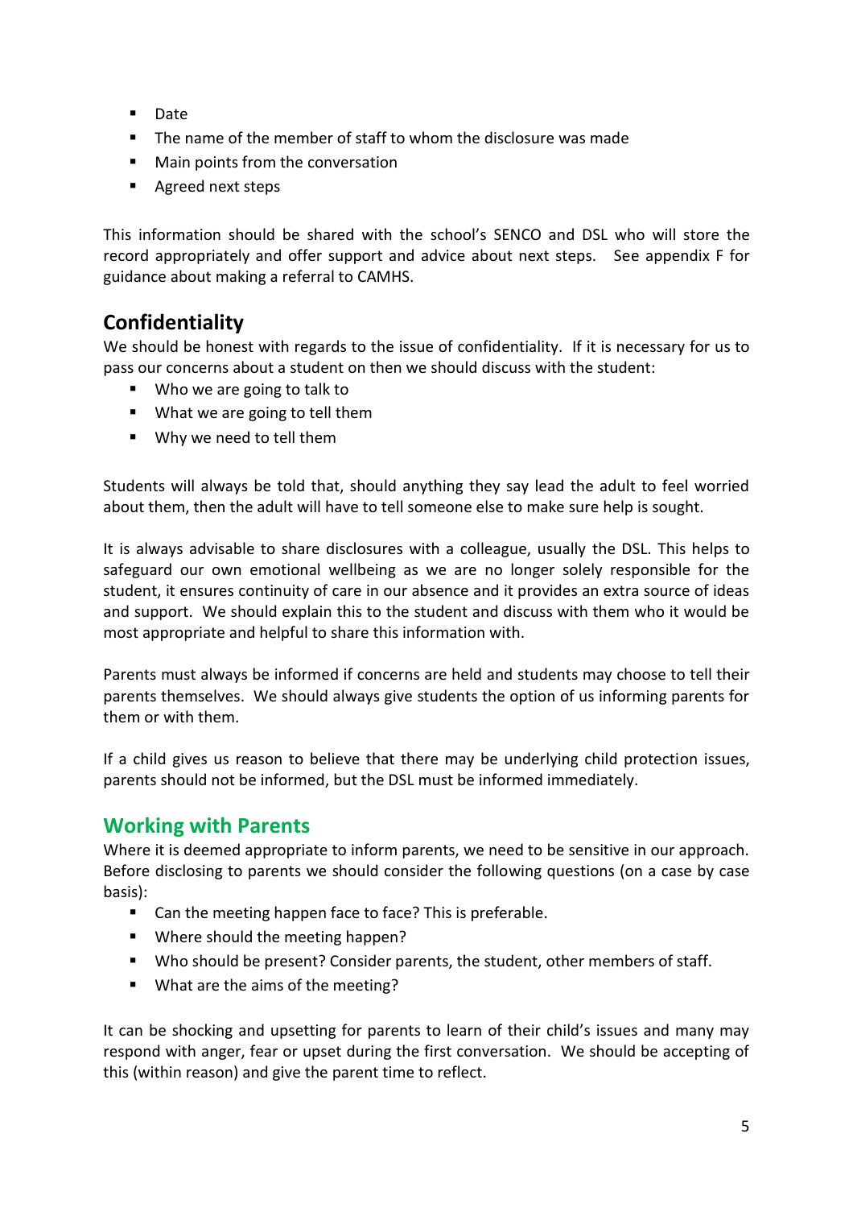- Date
- The name of the member of staff to whom the disclosure was made
- Main points from the conversation
- Agreed next steps

This information should be shared with the school's SENCO and DSL who will store the record appropriately and offer support and advice about next steps. See appendix F for guidance about making a referral to CAMHS.

## Confidentiality

We should be honest with regards to the issue of confidentiality. If it is necessary for us to pass our concerns about a student on then we should discuss with the student:

- Who we are going to talk to
- What we are going to tell them
- Why we need to tell them

Students will always be told that, should anything they say lead the adult to feel worried about them, then the adult will have to tell someone else to make sure help is sought.

It is always advisable to share disclosures with a colleague, usually the DSL. This helps to safeguard our own emotional wellbeing as we are no longer solely responsible for the student, it ensures continuity of care in our absence and it provides an extra source of ideas and support. We should explain this to the student and discuss with them who it would be most appropriate and helpful to share this information with.

Parents must always be informed if concerns are held and students may choose to tell their parents themselves. We should always give students the option of us informing parents for them or with them.

If a child gives us reason to believe that there may be underlying child protection issues, parents should not be informed, but the DSL must be informed immediately.

## Working with Parents

Where it is deemed appropriate to inform parents, we need to be sensitive in our approach. Before disclosing to parents we should consider the following questions (on a case by case basis):

- Can the meeting happen face to face? This is preferable.
- Where should the meeting happen?
- Who should be present? Consider parents, the student, other members of staff.
- What are the aims of the meeting?

It can be shocking and upsetting for parents to learn of their child's issues and many may respond with anger, fear or upset during the first conversation. We should be accepting of this (within reason) and give the parent time to reflect.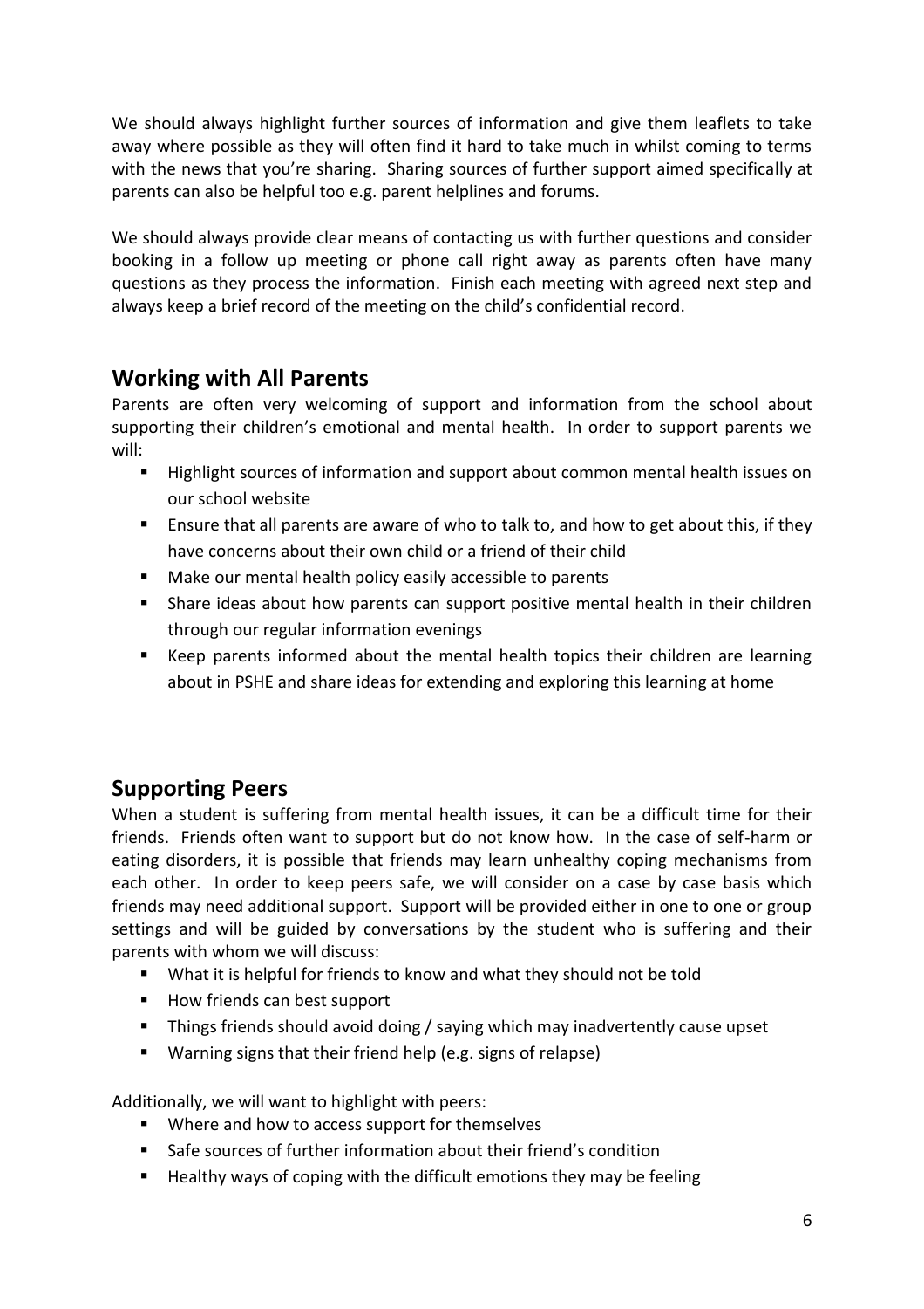We should always highlight further sources of information and give them leaflets to take away where possible as they will often find it hard to take much in whilst coming to terms with the news that you're sharing. Sharing sources of further support aimed specifically at parents can also be helpful too e.g. parent helplines and forums.

We should always provide clear means of contacting us with further questions and consider booking in a follow up meeting or phone call right away as parents often have many questions as they process the information. Finish each meeting with agreed next step and always keep a brief record of the meeting on the child's confidential record.

## Working with All Parents

Parents are often very welcoming of support and information from the school about supporting their children's emotional and mental health. In order to support parents we will:

- Highlight sources of information and support about common mental health issues on our school website
- Ensure that all parents are aware of who to talk to, and how to get about this, if they have concerns about their own child or a friend of their child
- Make our mental health policy easily accessible to parents
- Share ideas about how parents can support positive mental health in their children through our regular information evenings
- Keep parents informed about the mental health topics their children are learning about in PSHE and share ideas for extending and exploring this learning at home

## Supporting Peers

When a student is suffering from mental health issues, it can be a difficult time for their friends. Friends often want to support but do not know how. In the case of self-harm or eating disorders, it is possible that friends may learn unhealthy coping mechanisms from each other. In order to keep peers safe, we will consider on a case by case basis which friends may need additional support. Support will be provided either in one to one or group settings and will be guided by conversations by the student who is suffering and their parents with whom we will discuss:

- What it is helpful for friends to know and what they should not be told
- How friends can best support
- Things friends should avoid doing / saying which may inadvertently cause upset
- Warning signs that their friend help (e.g. signs of relapse)

Additionally, we will want to highlight with peers:

- Where and how to access support for themselves
- Safe sources of further information about their friend's condition
- Healthy ways of coping with the difficult emotions they may be feeling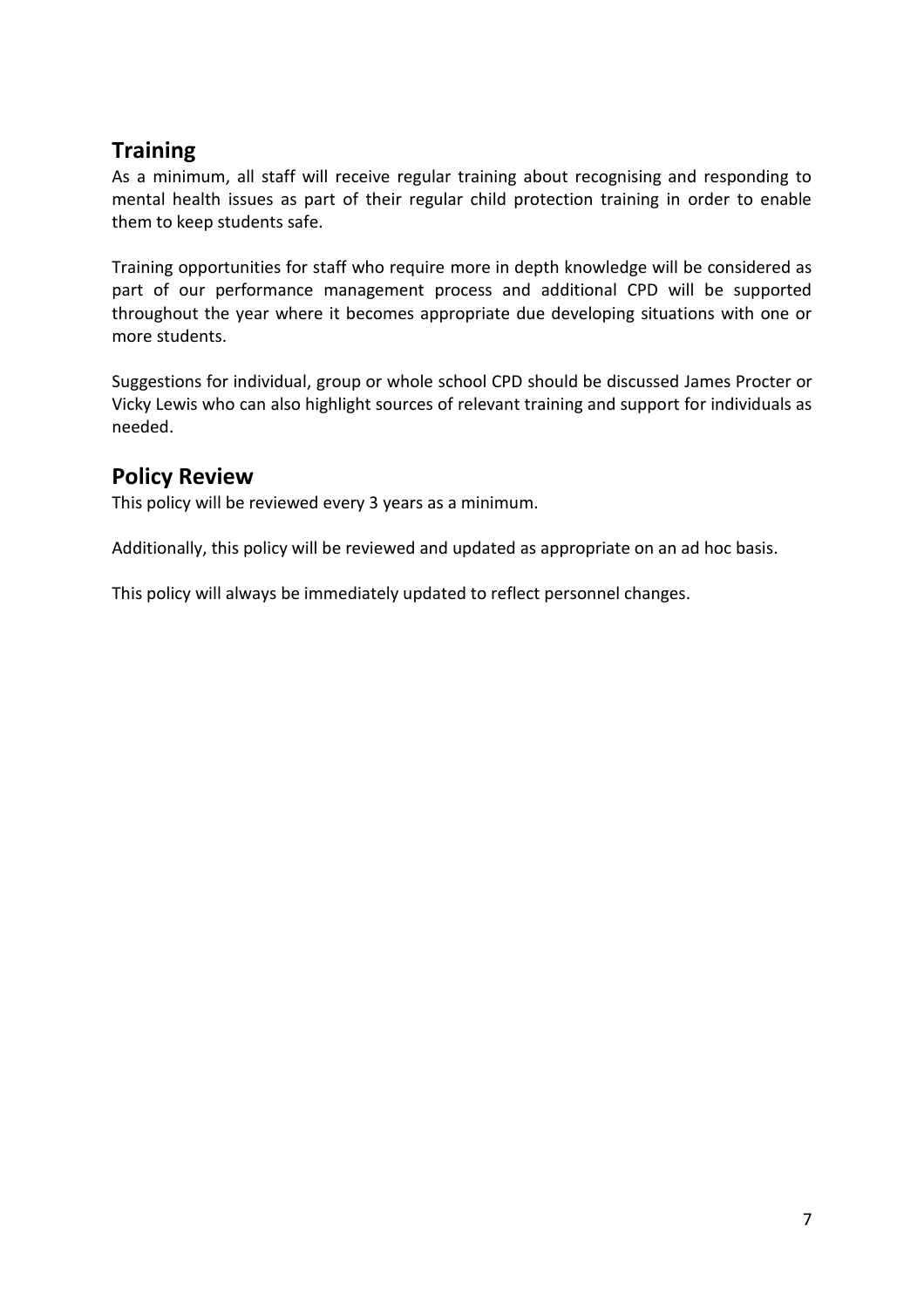## Training

As a minimum, all staff will receive regular training about recognising and responding to mental health issues as part of their regular child protection training in order to enable them to keep students safe.

Training opportunities for staff who require more in depth knowledge will be considered as part of our performance management process and additional CPD will be supported throughout the year where it becomes appropriate due developing situations with one or more students.

Suggestions for individual, group or whole school CPD should be discussed James Procter or Vicky Lewis who can also highlight sources of relevant training and support for individuals as needed.

## Policy Review

This policy will be reviewed every 3 years as a minimum.

Additionally, this policy will be reviewed and updated as appropriate on an ad hoc basis.

This policy will always be immediately updated to reflect personnel changes.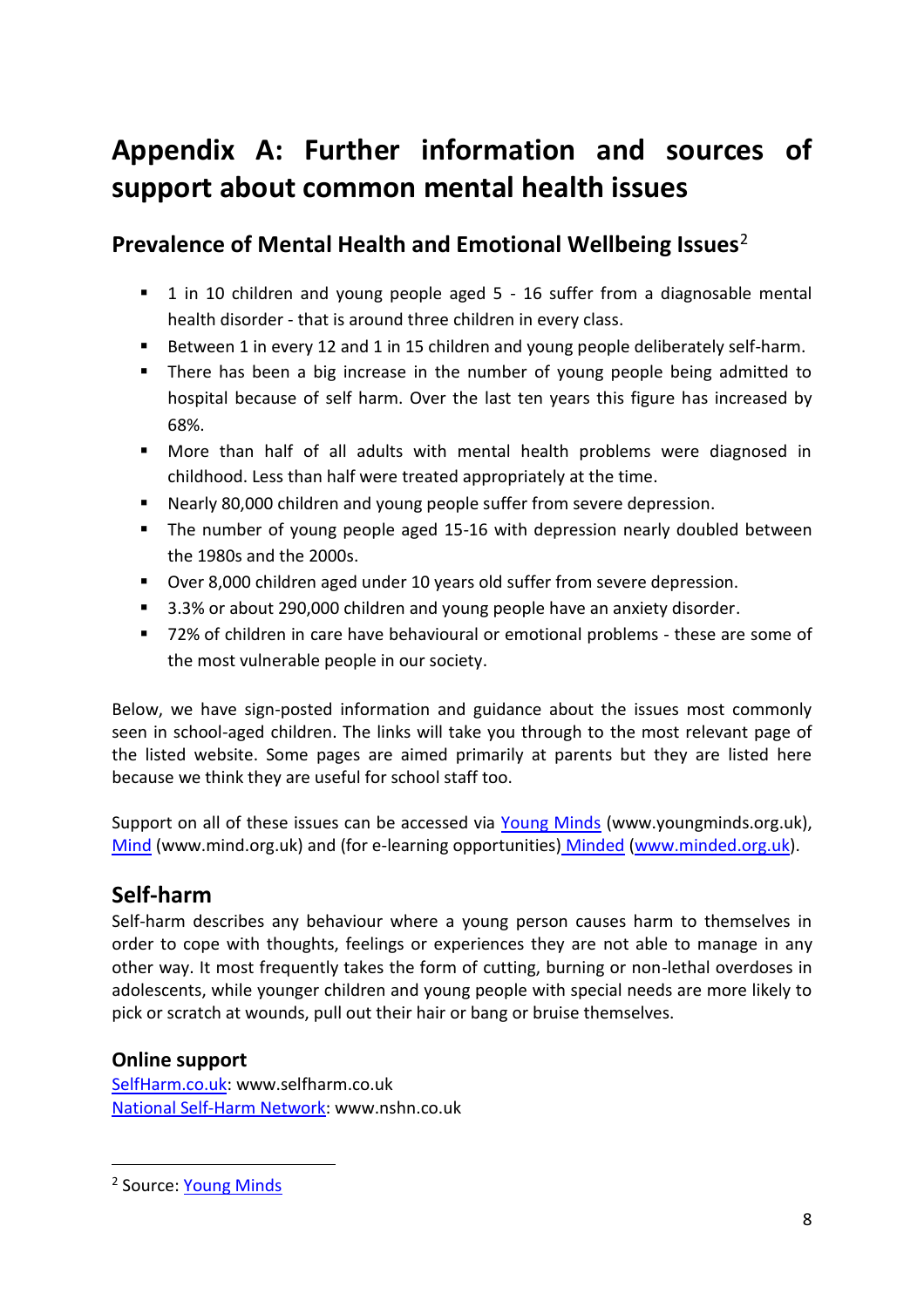# Appendix A: Further information and sources of support about common mental health issues

## Prevalence of Mental Health and Emotional Wellbeing Issues[2]

- 1 in 10 children and young people aged 5 - 16 suffer from a diagnosable mental health disorder - that is around three children in every class.
- Between 1 in every 12 and 1 in 15 children and young people deliberately self-harm.
- There has been a big increase in the number of young people being admitted to hospital because of self harm. Over the last ten years this figure has increased by 68%.
- More than half of all adults with mental health problems were diagnosed in childhood. Less than half were treated appropriately at the time.
- Nearly 80,000 children and young people suffer from severe depression.
- The number of young people aged 15-16 with depression nearly doubled between the 1980s and the 2000s.
- Over 8,000 children aged under 10 years old suffer from severe depression.
- 3.3% or about 290,000 children and young people have an anxiety disorder.
- 72% of children in care have behavioural or emotional problems - these are some of the most vulnerable people in our society.

Below, we have sign-posted information and guidance about the issues most commonly seen in school-aged children. The links will take you through to the most relevant page of the listed website. Some pages are aimed primarily at parents but they are listed here because we think they are useful for school staff too.

Support on all of these issues can be accessed via Young Minds (www.youngminds.org.uk), Mind (www.mind.org.uk) and (for e-learning opportunities) Minded (www.minded.org.uk).

## Self-harm

Self-harm describes any behaviour where a young person causes harm to themselves in order to cope with thoughts, feelings or experiences they are not able to manage in any other way. It most frequently takes the form of cutting, burning or non-lethal overdoses in adolescents, while younger children and young people with special needs are more likely to pick or scratch at wounds, pull out their hair or bang or bruise themselves.

### Online support

SelfHarm.co.uk: www.selfharm.co.uk
National Self-Harm Network: www.nshn.co.uk

[2] Source: Young Minds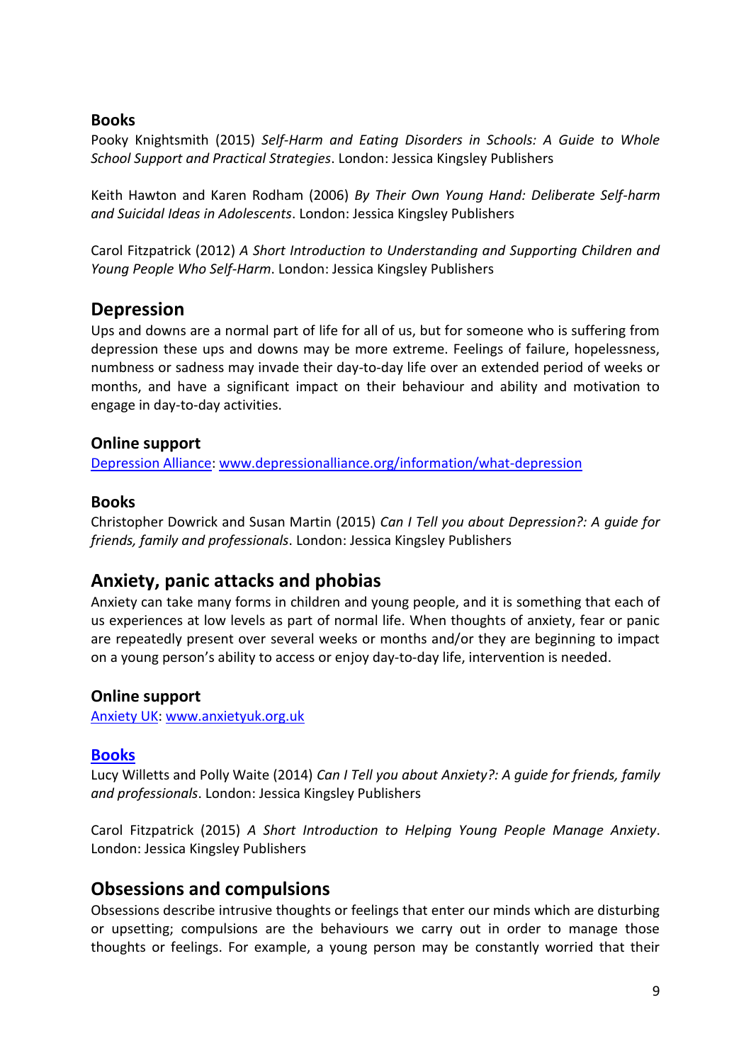### Books

Pooky Knightsmith (2015) *Self-Harm and Eating Disorders in Schools: A Guide to Whole School Support and Practical Strategies*. London: Jessica Kingsley Publishers

Keith Hawton and Karen Rodham (2006) *By Their Own Young Hand: Deliberate Self-harm and Suicidal Ideas in Adolescents*. London: Jessica Kingsley Publishers

Carol Fitzpatrick (2012) *A Short Introduction to Understanding and Supporting Children and Young People Who Self-Harm*. London: Jessica Kingsley Publishers

## Depression

Ups and downs are a normal part of life for all of us, but for someone who is suffering from depression these ups and downs may be more extreme. Feelings of failure, hopelessness, numbness or sadness may invade their day-to-day life over an extended period of weeks or months, and have a significant impact on their behaviour and ability and motivation to engage in day-to-day activities.

### Online support

[Depression Alliance](www.depressionalliance.org/information/what-depression): [www.depressionalliance.org/information/what-depression](www.depressionalliance.org/information/what-depression)

### Books

Christopher Dowrick and Susan Martin (2015) *Can I Tell you about Depression?: A guide for friends, family and professionals*. London: Jessica Kingsley Publishers

## Anxiety, panic attacks and phobias

Anxiety can take many forms in children and young people, and it is something that each of us experiences at low levels as part of normal life. When thoughts of anxiety, fear or panic are repeatedly present over several weeks or months and/or they are beginning to impact on a young person's ability to access or enjoy day-to-day life, intervention is needed.

### Online support

[Anxiety UK](www.anxietyuk.org.uk): [www.anxietyuk.org.uk](www.anxietyuk.org.uk)

### Books

Lucy Willetts and Polly Waite (2014) *Can I Tell you about Anxiety?: A guide for friends, family and professionals*. London: Jessica Kingsley Publishers

Carol Fitzpatrick (2015) *A Short Introduction to Helping Young People Manage Anxiety*. London: Jessica Kingsley Publishers

## Obsessions and compulsions

Obsessions describe intrusive thoughts or feelings that enter our minds which are disturbing or upsetting; compulsions are the behaviours we carry out in order to manage those thoughts or feelings. For example, a young person may be constantly worried that their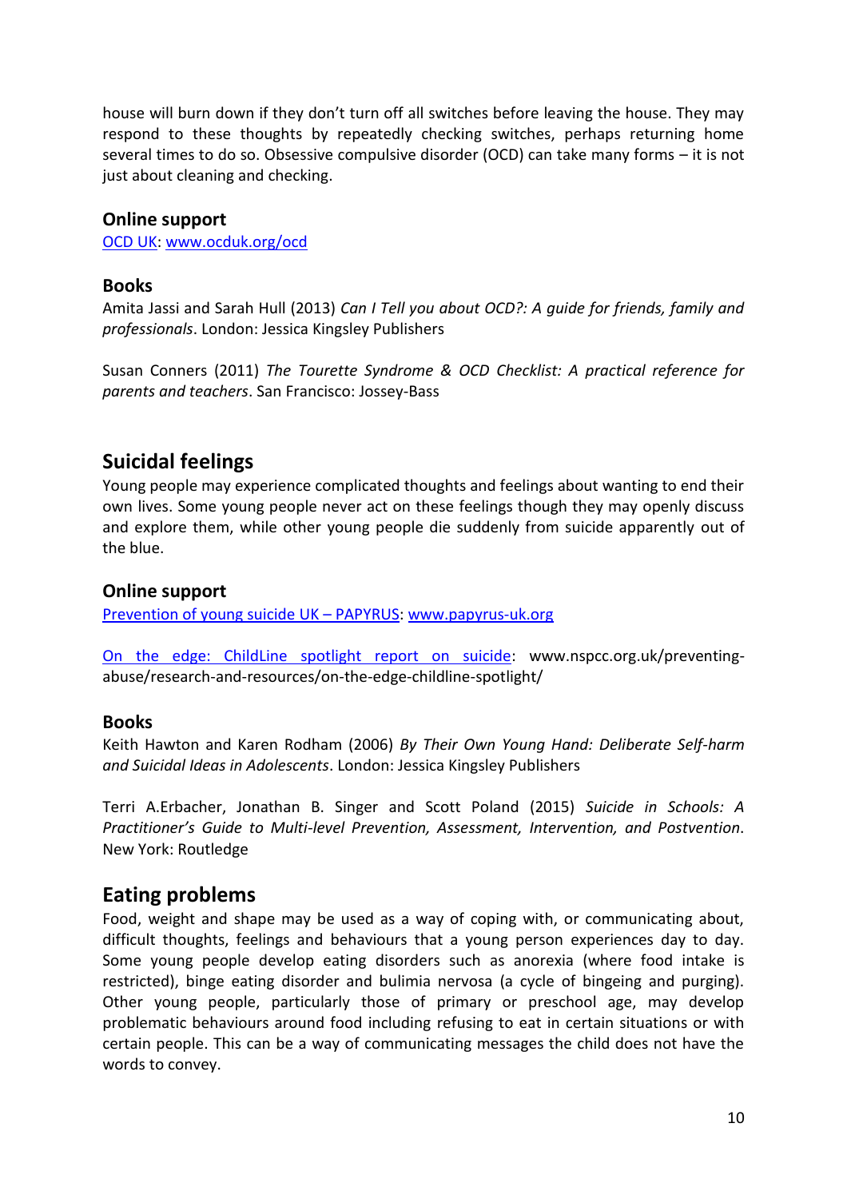house will burn down if they don't turn off all switches before leaving the house. They may respond to these thoughts by repeatedly checking switches, perhaps returning home several times to do so. Obsessive compulsive disorder (OCD) can take many forms – it is not just about cleaning and checking.

### Online support

[OCD UK](www.ocduk.org/ocd): [www.ocduk.org/ocd](www.ocduk.org/ocd)

### Books

Amita Jassi and Sarah Hull (2013) *Can I Tell you about OCD?: A guide for friends, family and professionals*. London: Jessica Kingsley Publishers

Susan Conners (2011) *The Tourette Syndrome & OCD Checklist: A practical reference for parents and teachers*. San Francisco: Jossey-Bass

## Suicidal feelings

Young people may experience complicated thoughts and feelings about wanting to end their own lives. Some young people never act on these feelings though they may openly discuss and explore them, while other young people die suddenly from suicide apparently out of the blue.

### Online support

[Prevention of young suicide UK – PAPYRUS](www.papyrus-uk.org): [www.papyrus-uk.org](www.papyrus-uk.org)

[On the edge: ChildLine spotlight report on suicide](www.nspcc.org.uk/preventing-abuse/research-and-resources/on-the-edge-childline-spotlight/): www.nspcc.org.uk/preventing-abuse/research-and-resources/on-the-edge-childline-spotlight/

### Books

Keith Hawton and Karen Rodham (2006) *By Their Own Young Hand: Deliberate Self-harm and Suicidal Ideas in Adolescents*. London: Jessica Kingsley Publishers

Terri A.Erbacher, Jonathan B. Singer and Scott Poland (2015) *Suicide in Schools: A Practitioner's Guide to Multi-level Prevention, Assessment, Intervention, and Postvention*. New York: Routledge

## Eating problems

Food, weight and shape may be used as a way of coping with, or communicating about, difficult thoughts, feelings and behaviours that a young person experiences day to day. Some young people develop eating disorders such as anorexia (where food intake is restricted), binge eating disorder and bulimia nervosa (a cycle of bingeing and purging). Other young people, particularly those of primary or preschool age, may develop problematic behaviours around food including refusing to eat in certain situations or with certain people. This can be a way of communicating messages the child does not have the words to convey.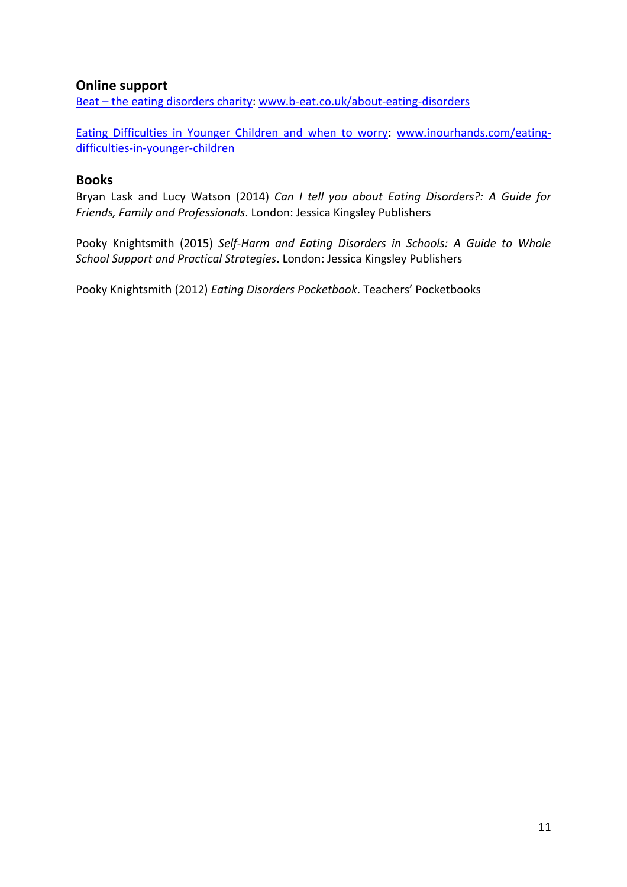## Online support

[Beat – the eating disorders charity](www.b-eat.co.uk/about-eating-disorders): [www.b-eat.co.uk/about-eating-disorders](www.b-eat.co.uk/about-eating-disorders)

[Eating Difficulties in Younger Children and when to worry](www.inourhands.com/eating-difficulties-in-younger-children): [www.inourhands.com/eating-difficulties-in-younger-children](www.inourhands.com/eating-difficulties-in-younger-children)

## Books

Bryan Lask and Lucy Watson (2014) *Can I tell you about Eating Disorders?: A Guide for Friends, Family and Professionals*. London: Jessica Kingsley Publishers

Pooky Knightsmith (2015) *Self-Harm and Eating Disorders in Schools: A Guide to Whole School Support and Practical Strategies*. London: Jessica Kingsley Publishers

Pooky Knightsmith (2012) *Eating Disorders Pocketbook*. Teachers' Pocketbooks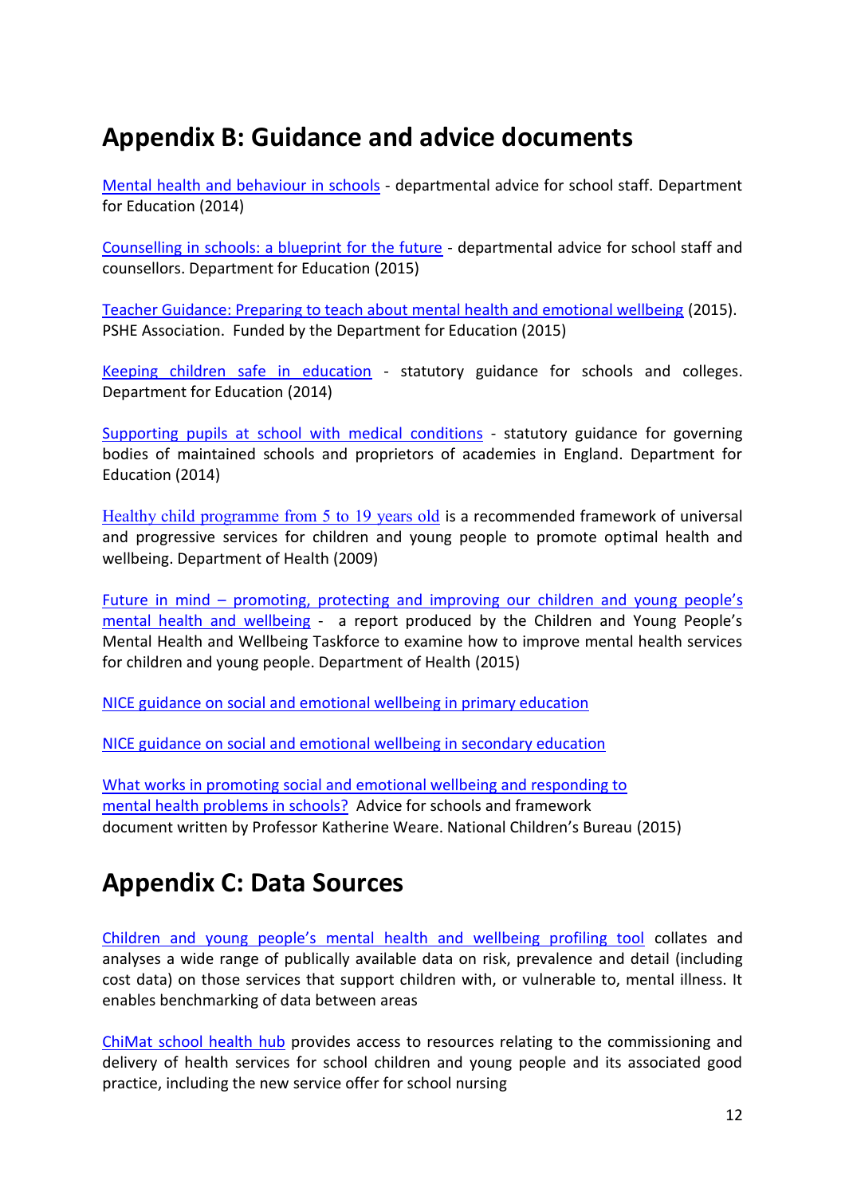# Appendix B: Guidance and advice documents

Mental health and behaviour in schools - departmental advice for school staff. Department for Education (2014)

Counselling in schools: a blueprint for the future - departmental advice for school staff and counsellors. Department for Education (2015)

Teacher Guidance: Preparing to teach about mental health and emotional wellbeing (2015). PSHE Association. Funded by the Department for Education (2015)

Keeping children safe in education - statutory guidance for schools and colleges. Department for Education (2014)

Supporting pupils at school with medical conditions - statutory guidance for governing bodies of maintained schools and proprietors of academies in England. Department for Education (2014)

Healthy child programme from 5 to 19 years old is a recommended framework of universal and progressive services for children and young people to promote optimal health and wellbeing. Department of Health (2009)

Future in mind – promoting, protecting and improving our children and young people's mental health and wellbeing - a report produced by the Children and Young People's Mental Health and Wellbeing Taskforce to examine how to improve mental health services for children and young people. Department of Health (2015)

NICE guidance on social and emotional wellbeing in primary education

NICE guidance on social and emotional wellbeing in secondary education

What works in promoting social and emotional wellbeing and responding to mental health problems in schools? Advice for schools and framework document written by Professor Katherine Weare. National Children's Bureau (2015)

# Appendix C: Data Sources

Children and young people's mental health and wellbeing profiling tool collates and analyses a wide range of publically available data on risk, prevalence and detail (including cost data) on those services that support children with, or vulnerable to, mental illness. It enables benchmarking of data between areas

ChiMat school health hub provides access to resources relating to the commissioning and delivery of health services for school children and young people and its associated good practice, including the new service offer for school nursing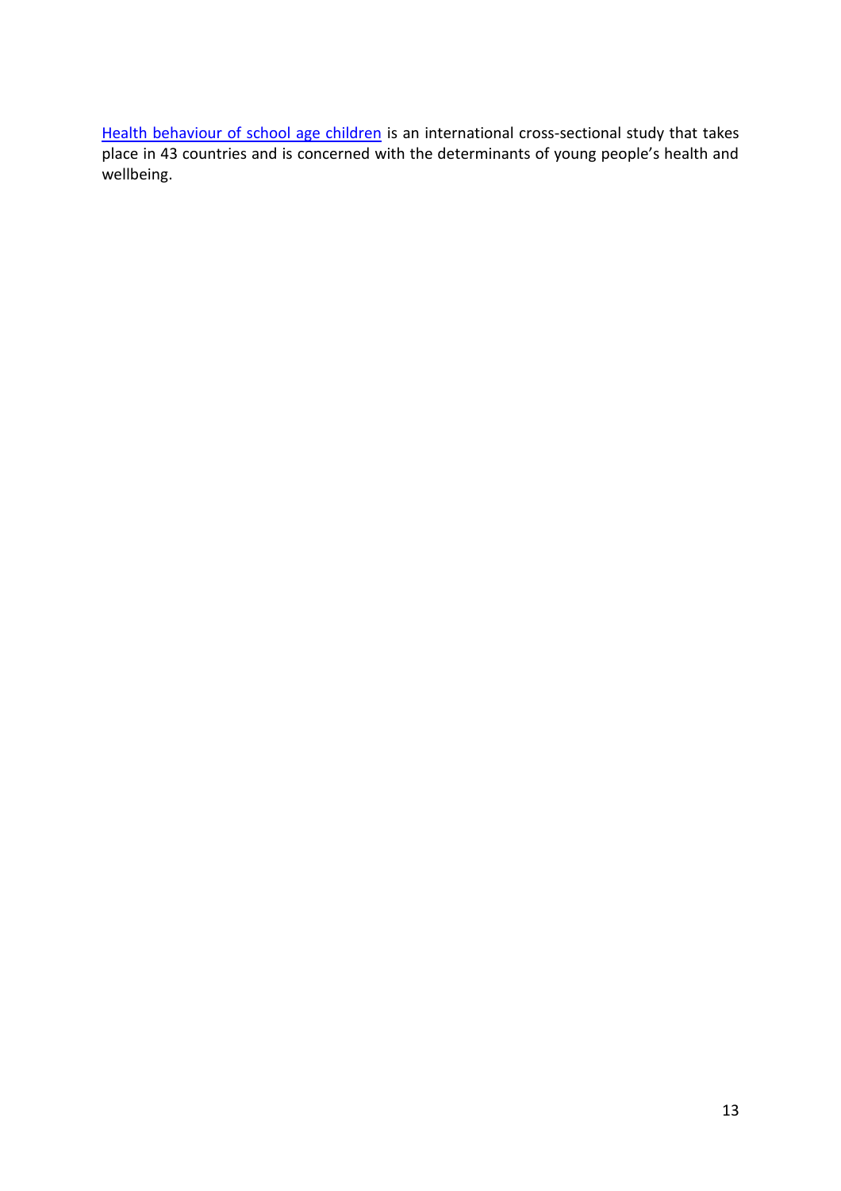Health behaviour of school age children is an international cross-sectional study that takes place in 43 countries and is concerned with the determinants of young people's health and wellbeing.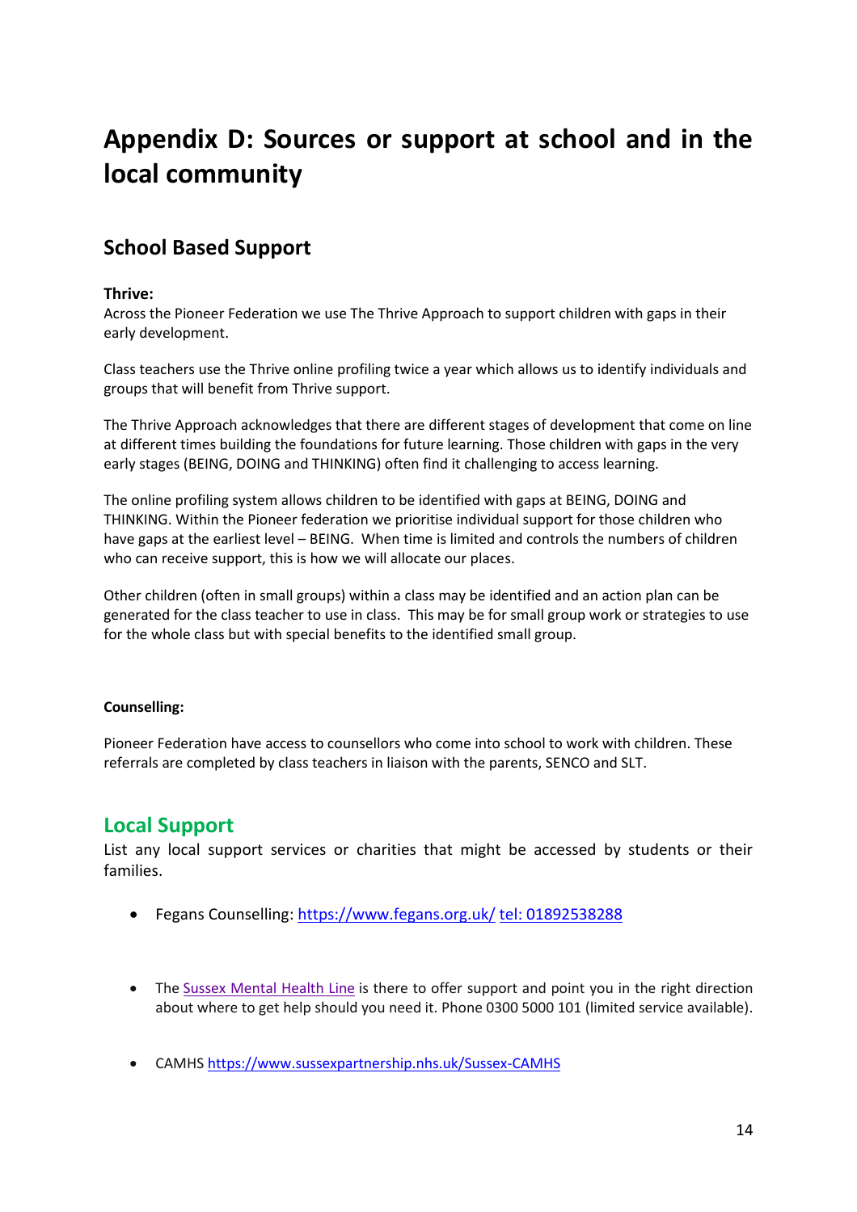# Appendix D: Sources or support at school and in the local community

## School Based Support

**Thrive:**
Across the Pioneer Federation we use The Thrive Approach to support children with gaps in their early development.

Class teachers use the Thrive online profiling twice a year which allows us to identify individuals and groups that will benefit from Thrive support.

The Thrive Approach acknowledges that there are different stages of development that come on line at different times building the foundations for future learning. Those children with gaps in the very early stages (BEING, DOING and THINKING) often find it challenging to access learning.

The online profiling system allows children to be identified with gaps at BEING, DOING and THINKING. Within the Pioneer federation we prioritise individual support for those children who have gaps at the earliest level – BEING. When time is limited and controls the numbers of children who can receive support, this is how we will allocate our places.

Other children (often in small groups) within a class may be identified and an action plan can be generated for the class teacher to use in class. This may be for small group work or strategies to use for the whole class but with special benefits to the identified small group.

**Counselling:**

Pioneer Federation have access to counsellors who come into school to work with children. These referrals are completed by class teachers in liaison with the parents, SENCO and SLT.

## Local Support

List any local support services or charities that might be accessed by students or their families.

- Fegans Counselling: https://www.fegans.org.uk/ tel: 01892538288

- The Sussex Mental Health Line is there to offer support and point you in the right direction about where to get help should you need it. Phone 0300 5000 101 (limited service available).

- CAMHS https://www.sussexpartnership.nhs.uk/Sussex-CAMHS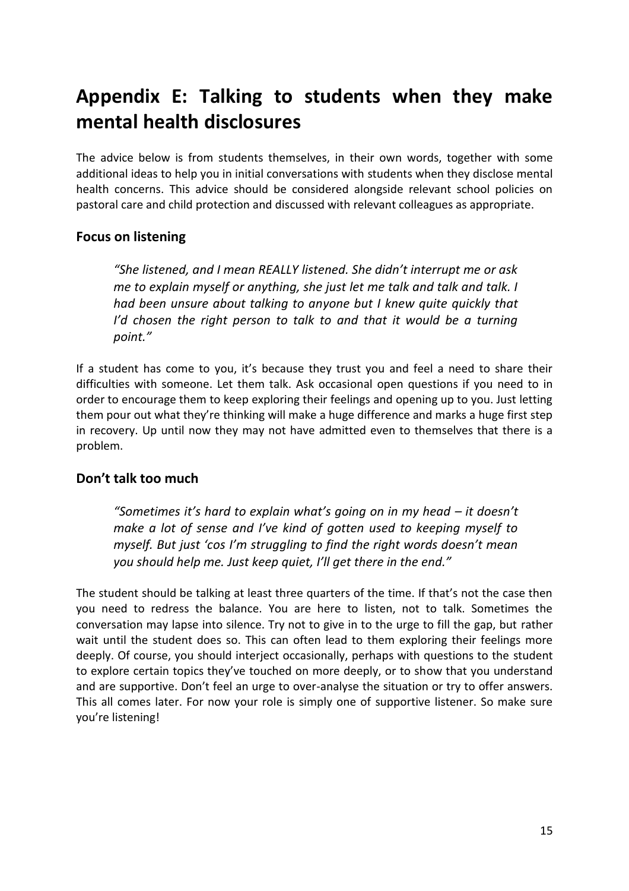# Appendix E: Talking to students when they make mental health disclosures

The advice below is from students themselves, in their own words, together with some additional ideas to help you in initial conversations with students when they disclose mental health concerns. This advice should be considered alongside relevant school policies on pastoral care and child protection and discussed with relevant colleagues as appropriate.

## Focus on listening

> *"She listened, and I mean REALLY listened. She didn't interrupt me or ask me to explain myself or anything, she just let me talk and talk and talk. I had been unsure about talking to anyone but I knew quite quickly that I'd chosen the right person to talk to and that it would be a turning point."*

If a student has come to you, it's because they trust you and feel a need to share their difficulties with someone. Let them talk. Ask occasional open questions if you need to in order to encourage them to keep exploring their feelings and opening up to you. Just letting them pour out what they're thinking will make a huge difference and marks a huge first step in recovery. Up until now they may not have admitted even to themselves that there is a problem.

## Don't talk too much

> *"Sometimes it's hard to explain what's going on in my head – it doesn't make a lot of sense and I've kind of gotten used to keeping myself to myself. But just 'cos I'm struggling to find the right words doesn't mean you should help me. Just keep quiet, I'll get there in the end."*

The student should be talking at least three quarters of the time. If that's not the case then you need to redress the balance. You are here to listen, not to talk. Sometimes the conversation may lapse into silence. Try not to give in to the urge to fill the gap, but rather wait until the student does so. This can often lead to them exploring their feelings more deeply. Of course, you should interject occasionally, perhaps with questions to the student to explore certain topics they've touched on more deeply, or to show that you understand and are supportive. Don't feel an urge to over-analyse the situation or try to offer answers. This all comes later. For now your role is simply one of supportive listener. So make sure you're listening!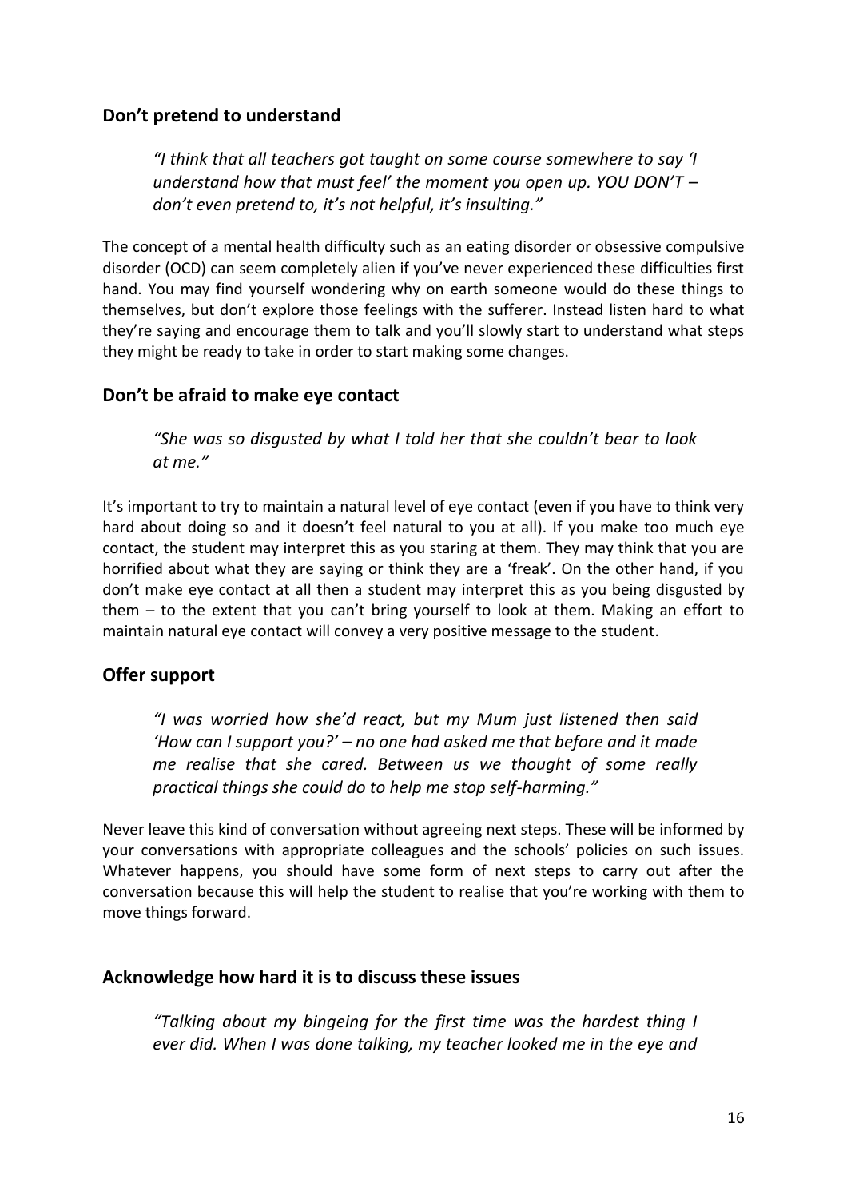## Don't pretend to understand

> *"I think that all teachers got taught on some course somewhere to say 'I understand how that must feel' the moment you open up. YOU DON'T – don't even pretend to, it's not helpful, it's insulting."*

The concept of a mental health difficulty such as an eating disorder or obsessive compulsive disorder (OCD) can seem completely alien if you've never experienced these difficulties first hand. You may find yourself wondering why on earth someone would do these things to themselves, but don't explore those feelings with the sufferer. Instead listen hard to what they're saying and encourage them to talk and you'll slowly start to understand what steps they might be ready to take in order to start making some changes.

## Don't be afraid to make eye contact

> *"She was so disgusted by what I told her that she couldn't bear to look at me."*

It's important to try to maintain a natural level of eye contact (even if you have to think very hard about doing so and it doesn't feel natural to you at all). If you make too much eye contact, the student may interpret this as you staring at them. They may think that you are horrified about what they are saying or think they are a 'freak'. On the other hand, if you don't make eye contact at all then a student may interpret this as you being disgusted by them – to the extent that you can't bring yourself to look at them. Making an effort to maintain natural eye contact will convey a very positive message to the student.

## Offer support

> *"I was worried how she'd react, but my Mum just listened then said 'How can I support you?' – no one had asked me that before and it made me realise that she cared. Between us we thought of some really practical things she could do to help me stop self-harming."*

Never leave this kind of conversation without agreeing next steps. These will be informed by your conversations with appropriate colleagues and the schools' policies on such issues. Whatever happens, you should have some form of next steps to carry out after the conversation because this will help the student to realise that you're working with them to move things forward.

## Acknowledge how hard it is to discuss these issues

> *"Talking about my bingeing for the first time was the hardest thing I ever did. When I was done talking, my teacher looked me in the eye and*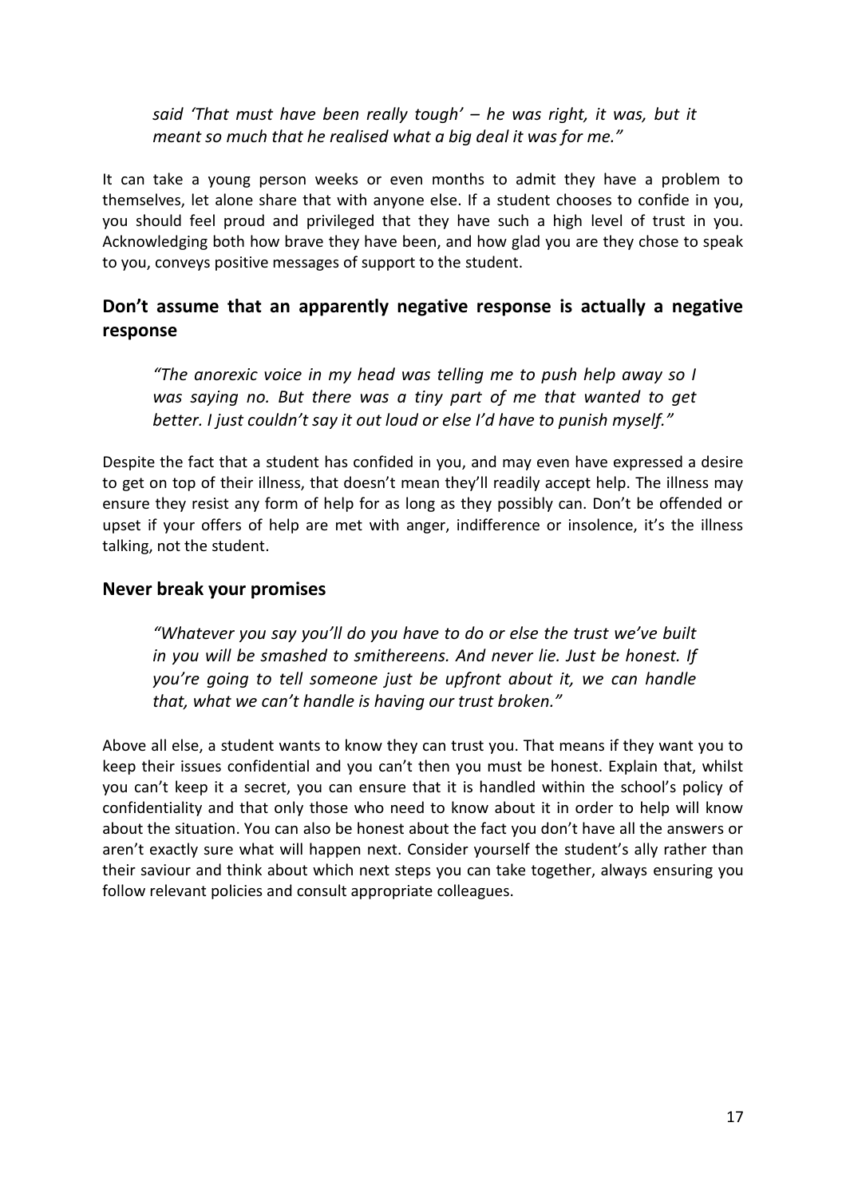*said 'That must have been really tough' – he was right, it was, but it meant so much that he realised what a big deal it was for me."*

It can take a young person weeks or even months to admit they have a problem to themselves, let alone share that with anyone else. If a student chooses to confide in you, you should feel proud and privileged that they have such a high level of trust in you. Acknowledging both how brave they have been, and how glad you are they chose to speak to you, conveys positive messages of support to the student.

## Don't assume that an apparently negative response is actually a negative response

*"The anorexic voice in my head was telling me to push help away so I was saying no. But there was a tiny part of me that wanted to get better. I just couldn't say it out loud or else I'd have to punish myself."*

Despite the fact that a student has confided in you, and may even have expressed a desire to get on top of their illness, that doesn't mean they'll readily accept help. The illness may ensure they resist any form of help for as long as they possibly can. Don't be offended or upset if your offers of help are met with anger, indifference or insolence, it's the illness talking, not the student.

## Never break your promises

*"Whatever you say you'll do you have to do or else the trust we've built in you will be smashed to smithereens. And never lie. Just be honest. If you're going to tell someone just be upfront about it, we can handle that, what we can't handle is having our trust broken."*

Above all else, a student wants to know they can trust you. That means if they want you to keep their issues confidential and you can't then you must be honest. Explain that, whilst you can't keep it a secret, you can ensure that it is handled within the school's policy of confidentiality and that only those who need to know about it in order to help will know about the situation. You can also be honest about the fact you don't have all the answers or aren't exactly sure what will happen next. Consider yourself the student's ally rather than their saviour and think about which next steps you can take together, always ensuring you follow relevant policies and consult appropriate colleagues.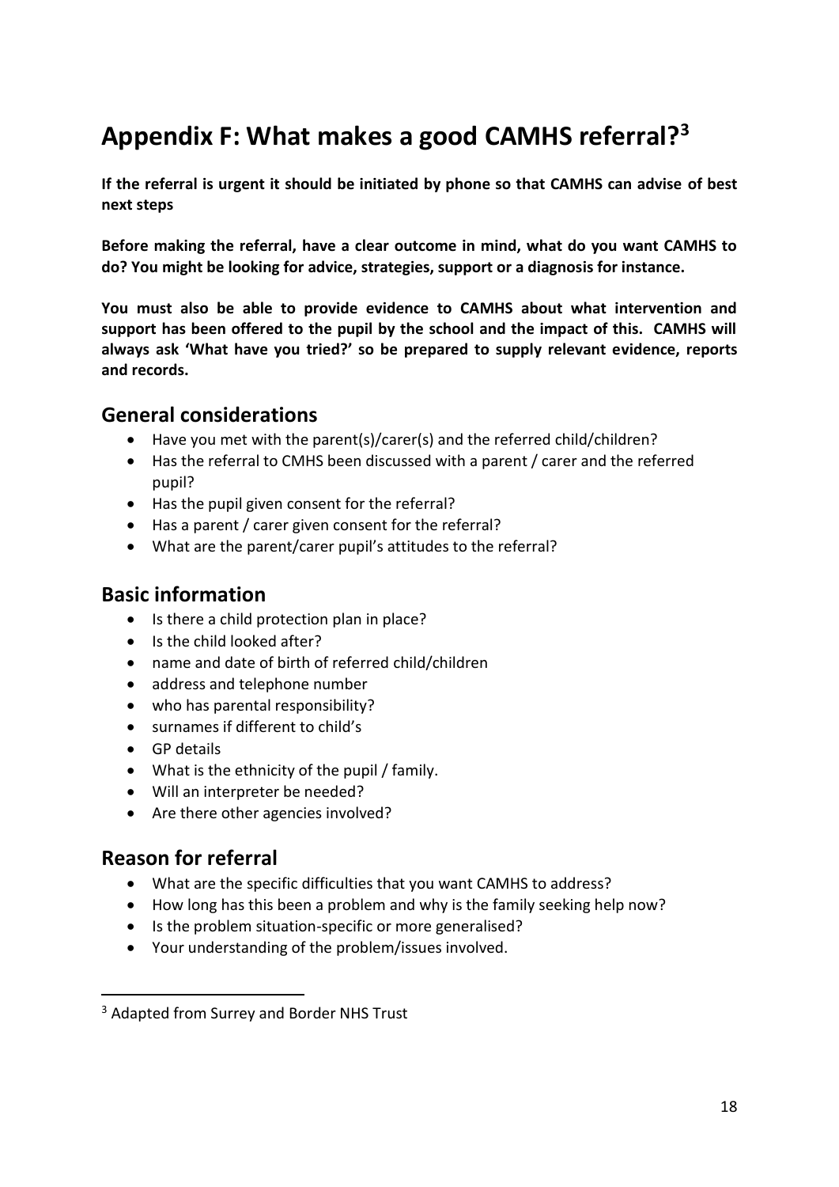# Appendix F: What makes a good CAMHS referral?[3]

**If the referral is urgent it should be initiated by phone so that CAMHS can advise of best next steps**

**Before making the referral, have a clear outcome in mind, what do you want CAMHS to do? You might be looking for advice, strategies, support or a diagnosis for instance.**

**You must also be able to provide evidence to CAMHS about what intervention and support has been offered to the pupil by the school and the impact of this. CAMHS will always ask 'What have you tried?' so be prepared to supply relevant evidence, reports and records.**

## General considerations

- Have you met with the parent(s)/carer(s) and the referred child/children?
- Has the referral to CMHS been discussed with a parent / carer and the referred pupil?
- Has the pupil given consent for the referral?
- Has a parent / carer given consent for the referral?
- What are the parent/carer pupil's attitudes to the referral?

## Basic information

- Is there a child protection plan in place?
- Is the child looked after?
- name and date of birth of referred child/children
- address and telephone number
- who has parental responsibility?
- surnames if different to child's
- GP details
- What is the ethnicity of the pupil / family.
- Will an interpreter be needed?
- Are there other agencies involved?

## Reason for referral

- What are the specific difficulties that you want CAMHS to address?
- How long has this been a problem and why is the family seeking help now?
- Is the problem situation-specific or more generalised?
- Your understanding of the problem/issues involved.

---

[3] Adapted from Surrey and Border NHS Trust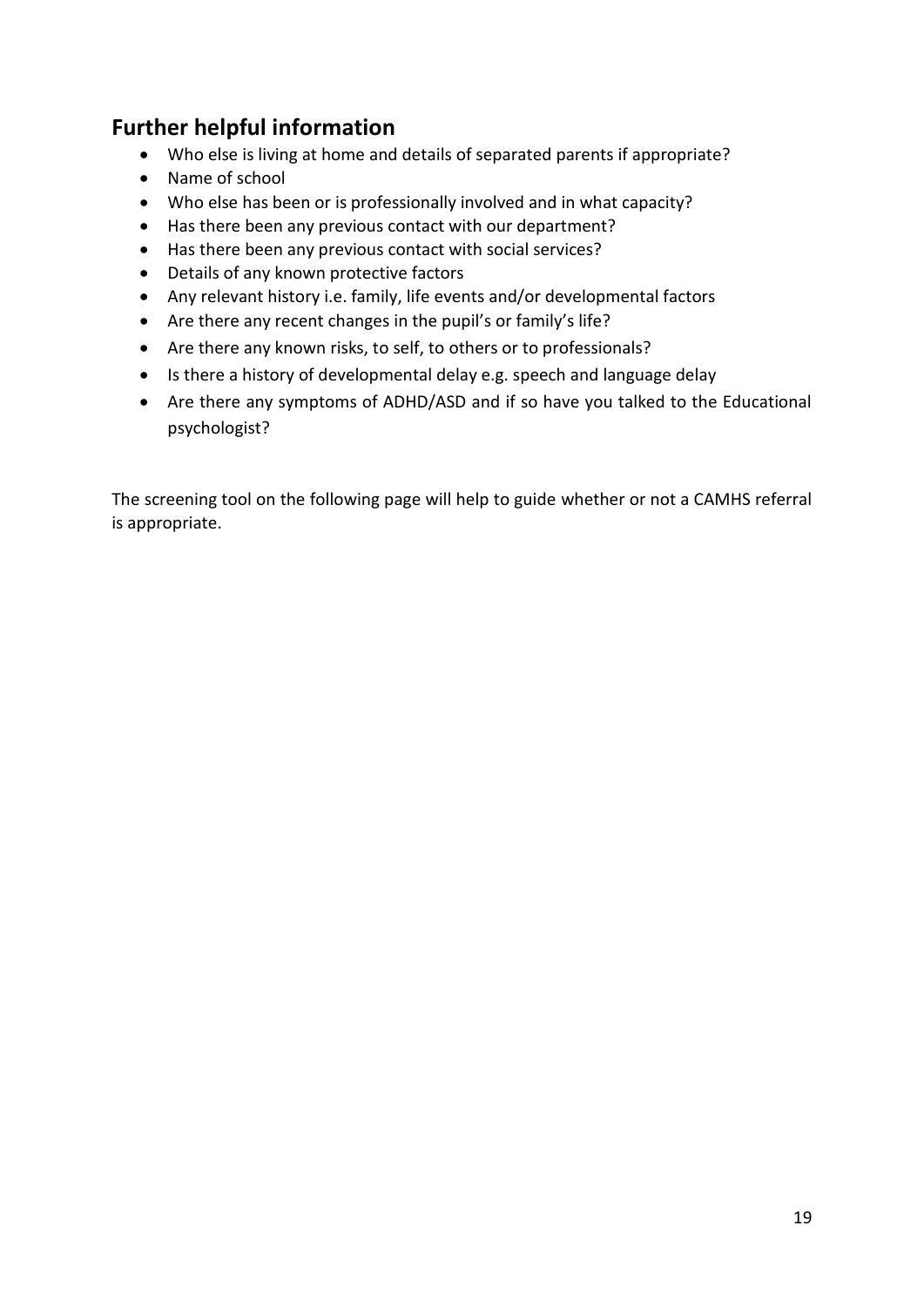## Further helpful information

- Who else is living at home and details of separated parents if appropriate?
- Name of school
- Who else has been or is professionally involved and in what capacity?
- Has there been any previous contact with our department?
- Has there been any previous contact with social services?
- Details of any known protective factors
- Any relevant history i.e. family, life events and/or developmental factors
- Are there any recent changes in the pupil's or family's life?
- Are there any known risks, to self, to others or to professionals?
- Is there a history of developmental delay e.g. speech and language delay
- Are there any symptoms of ADHD/ASD and if so have you talked to the Educational psychologist?

The screening tool on the following page will help to guide whether or not a CAMHS referral is appropriate.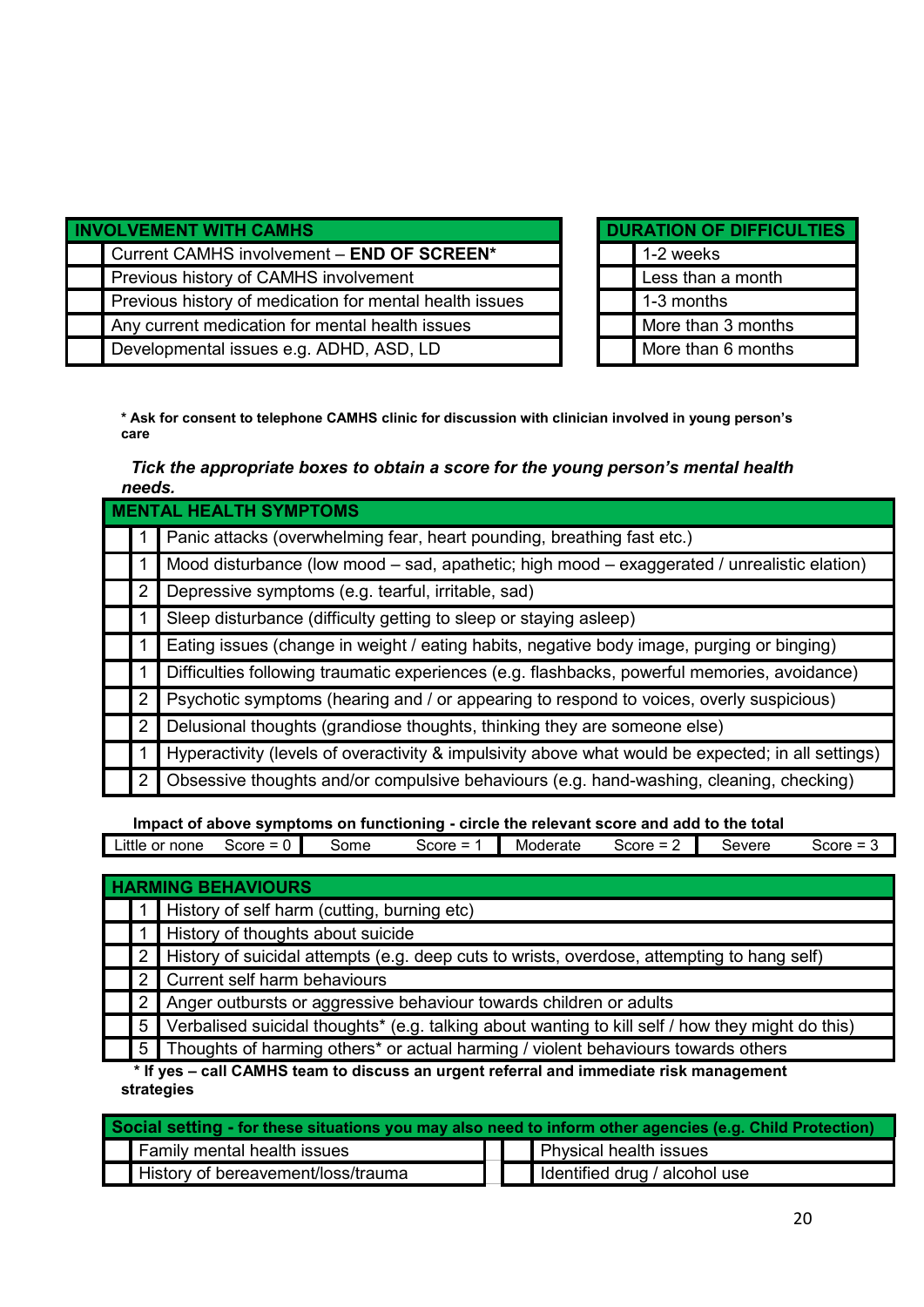| | INVOLVEMENT WITH CAMHS |
|---|---|
| | Current CAMHS involvement – **END OF SCREEN*** |
| | Previous history of CAMHS involvement |
| | Previous history of medication for mental health issues |
| | Any current medication for mental health issues |
| | Developmental issues e.g. ADHD, ASD, LD |

| | DURATION OF DIFFICULTIES |
|---|---|
| | 1-2 weeks |
| | Less than a month |
| | 1-3 months |
| | More than 3 months |
| | More than 6 months |

**\* Ask for consent to telephone CAMHS clinic for discussion with clinician involved in young person's care**

***Tick the appropriate boxes to obtain a score for the young person's mental health needs.***

| | | MENTAL HEALTH SYMPTOMS |
|---|---|---|
| | 1 | Panic attacks (overwhelming fear, heart pounding, breathing fast etc.) |
| | 1 | Mood disturbance (low mood – sad, apathetic; high mood – exaggerated / unrealistic elation) |
| | 2 | Depressive symptoms (e.g. tearful, irritable, sad) |
| | 1 | Sleep disturbance (difficulty getting to sleep or staying asleep) |
| | 1 | Eating issues (change in weight / eating habits, negative body image, purging or binging) |
| | 1 | Difficulties following traumatic experiences (e.g. flashbacks, powerful memories, avoidance) |
| | 2 | Psychotic symptoms (hearing and / or appearing to respond to voices, overly suspicious) |
| | 2 | Delusional thoughts (grandiose thoughts, thinking they are someone else) |
| | 1 | Hyperactivity (levels of overactivity & impulsivity above what would be expected; in all settings) |
| | 2 | Obsessive thoughts and/or compulsive behaviours (e.g. hand-washing, cleaning, checking) |

**Impact of above symptoms on functioning - circle the relevant score and add to the total**

| Little or none | Score = 0 | Some | Score = 1 | Moderate | Score = 2 | Severe | Score = 3 |
|---|---|---|---|---|---|---|---|

| | | HARMING BEHAVIOURS |
|---|---|---|
| | 1 | History of self harm (cutting, burning etc) |
| | 1 | History of thoughts about suicide |
| | 2 | History of suicidal attempts (e.g. deep cuts to wrists, overdose, attempting to hang self) |
| | 2 | Current self harm behaviours |
| | 2 | Anger outbursts or aggressive behaviour towards children or adults |
| | 5 | Verbalised suicidal thoughts* (e.g. talking about wanting to kill self / how they might do this) |
| | 5 | Thoughts of harming others* or actual harming / violent behaviours towards others |

**\* If yes – call CAMHS team to discuss an urgent referral and immediate risk management strategies**

| **Social setting - for these situations you may also need to inform other agencies (e.g. Child Protection)** | | | |
|---|---|---|---|
| | Family mental health issues | | Physical health issues |
| | History of bereavement/loss/trauma | | Identified drug / alcohol use |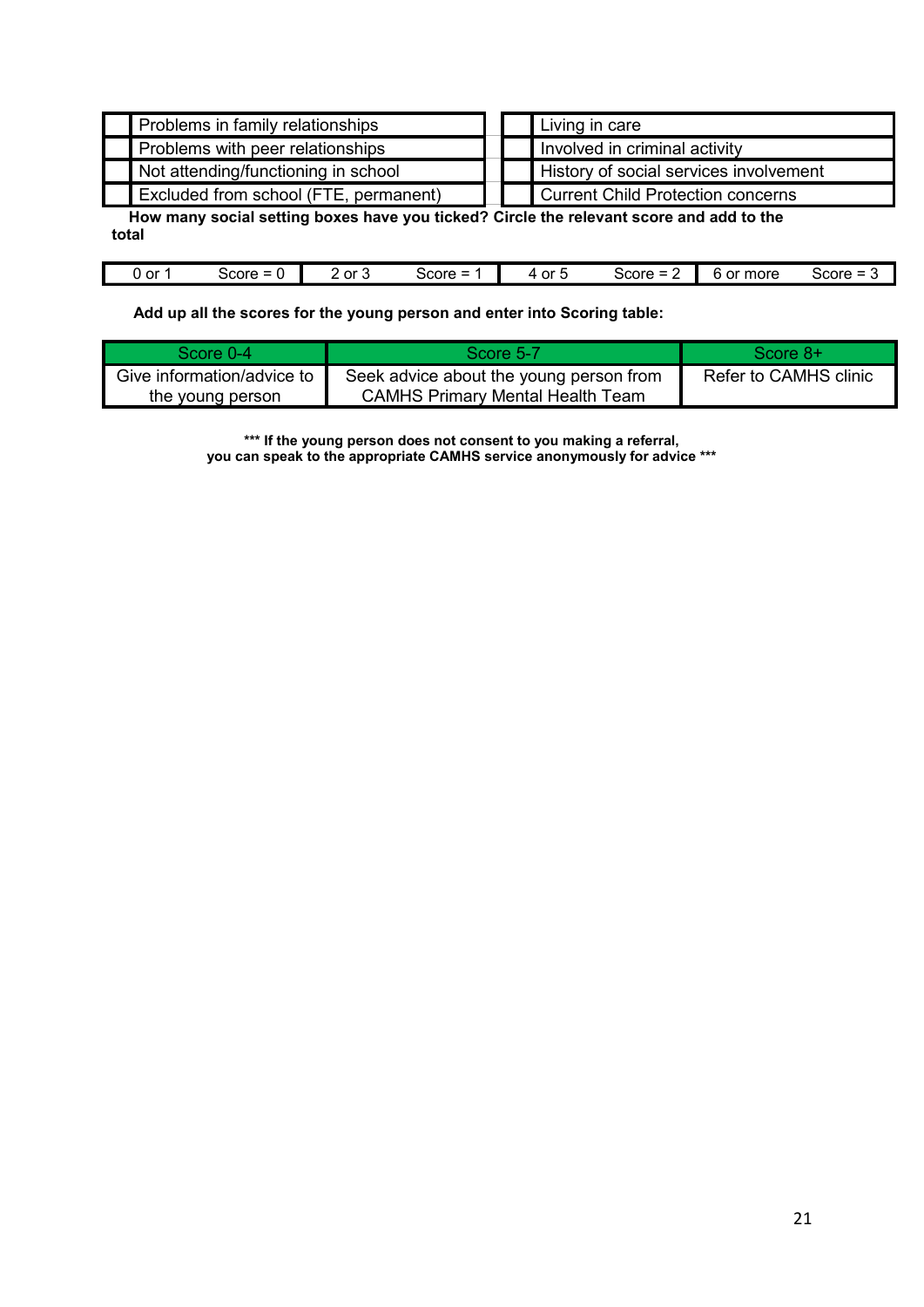| | | | |
|---|---|---|---|
| | Problems in family relationships | | Living in care |
| | Problems with peer relationships | | Involved in criminal activity |
| | Not attending/functioning in school | | History of social services involvement |
| | Excluded from school (FTE, permanent) | | Current Child Protection concerns |

**How many social setting boxes have you ticked? Circle the relevant score and add to the total**

| | | | | | | | |
|---|---|---|---|---|---|---|---|
| 0 or 1 | Score = 0 | 2 or 3 | Score = 1 | 4 or 5 | Score = 2 | 6 or more | Score = 3 |

**Add up all the scores for the young person and enter into Scoring table:**

| Score 0-4 | Score 5-7 | Score 8+ |
|---|---|---|
| Give information/advice to the young person | Seek advice about the young person from CAMHS Primary Mental Health Team | Refer to CAMHS clinic |

**\*\*\* If the young person does not consent to you making a referral, you can speak to the appropriate CAMHS service anonymously for advice \*\*\***